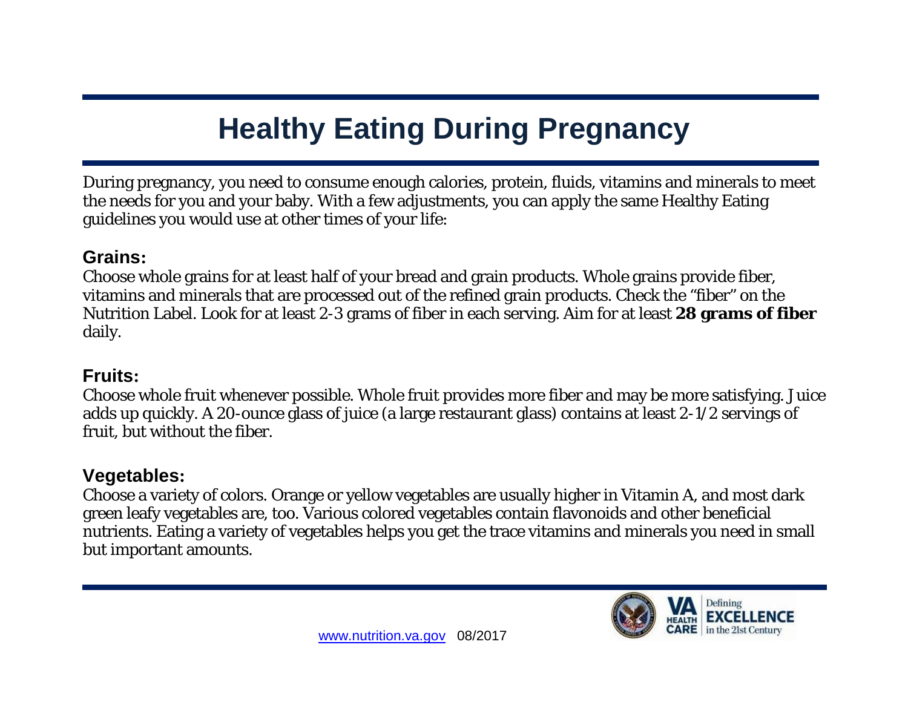# Healthy Eating During Pregnancy

During pregnancy, you need to consume enough calories, protein, fluids, vitamins and minerals to meet the needs for you and your baby. With a few adjustments, you can apply the same Healthy Eating guidelines you would use at other times of your life:

## Grains:

Choose whole grains for at least half of your bread and grain products. Whole grains provide fiber, vitamins and minerals that are processed out of the refined grain products. Check the "fiber" on the Nutrition Label. Look for at least 2-3 grams of fiber in each serving. Aim for at least **28 grams of fiber** daily.

## Fruits:

Choose whole fruit whenever possible. Whole fruit provides more fiber and may be more satisfying. Juice adds up quickly. A 20-ounce glass of juice (a large restaurant glass) contains at least 2-1/2 servings of fruit, but without the fiber.

## Vegetables:

Choose a variety of colors. Orange or yellow vegetables are usually higher in Vitamin A, and most dark green leafy vegetables are, too. Various colored vegetables contain flavonoids and other beneficial nutrients. Eating a variety of vegetables helps you get the trace vitamins and minerals you need in small but important amounts.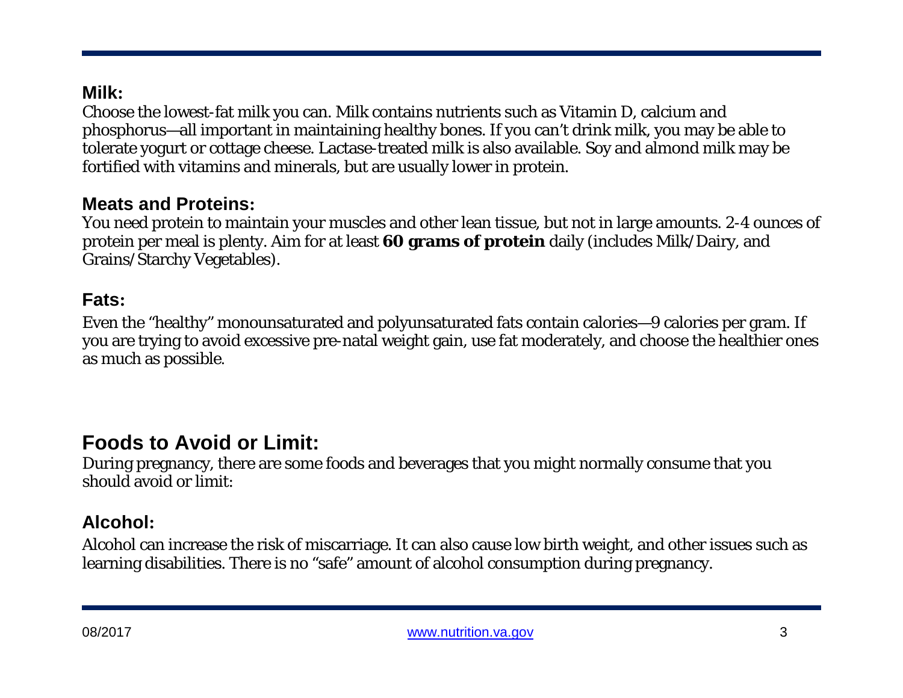### Milk:

Choose the lowest-fat milk you can. Milk contains nutrients such as Vitamin D, calcium and phosphorus—all important in maintaining healthy bones. If you can't drink milk, you may be able to tolerate yogurt or cottage cheese. Lactase-treated milk is also available. Soy and almond milk may be fortified with vitamins and minerals, but are usually lower in protein.

### Meats and Proteins:

You need protein to maintain your muscles and other lean tissue, but not in large amounts. 2-4 ounces of protein per meal is plenty. Aim for at least **60 grams of protein** daily (includes Milk/Dairy, and Grains/Starchy Vegetables).

### Fats:

Even the "healthy" monounsaturated and polyunsaturated fats contain calories—9 calories per gram. If you are trying to avoid excessive pre-natal weight gain, use fat moderately, and choose the healthier ones as much as possible.

## Foods to Avoid or Limit:

During pregnancy, there are some foods and beverages that you might normally consume that you should avoid or limit:

### Alcohol:

Alcohol can increase the risk of miscarriage. It can also cause low birth weight, and other issues such as learning disabilities. There is no "safe" amount of alcohol consumption during pregnancy.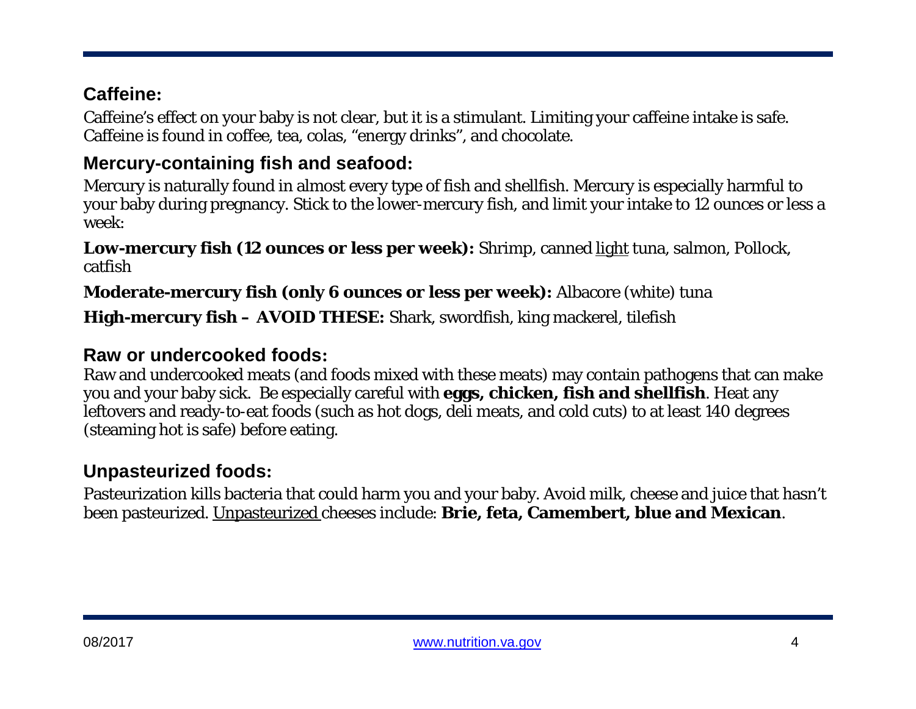## Caffeine:

Caffeine's effect on your baby is not clear, but it is a stimulant. Limiting your caffeine intake is safe. Caffeine is found in coffee, tea, colas, "energy drinks", and chocolate.

## Mercury-containing fish and seafood:

Mercury is naturally found in almost every type of fish and shellfish. Mercury is especially harmful to your baby during pregnancy. Stick to the lower-mercury fish, and limit your intake to 12 ounces or less a week:

**Low-mercury fish (12 ounces or less per week):** Shrimp, canned <u>light</u> tuna, salmon, Pollock, catfish

**Moderate-mercury fish (only 6 ounces or less per week):** Albacore (white) tuna

**High-mercury fish – AVOID THESE:** Shark, swordfish, king mackerel, tilefish

## Raw or undercooked foods:

Raw and undercooked meats (and foods mixed with these meats) may contain pathogens that can make you and your baby sick. Be especially careful with **eggs, chicken, fish and shellfish**. Heat any leftovers and ready-to-eat foods (such as hot dogs, deli meats, and cold cuts) to at least 140 degrees (steaming hot is safe) before eating.

## Unpasteurized foods:

Pasteurization kills bacteria that could harm you and your baby. Avoid milk, cheese and juice that hasn't been pasteurized. <u>Unpasteurized</u> cheeses include: **Brie, feta, Camembert, blue and Mexican**.

08/2017 www.nutrition.va.gov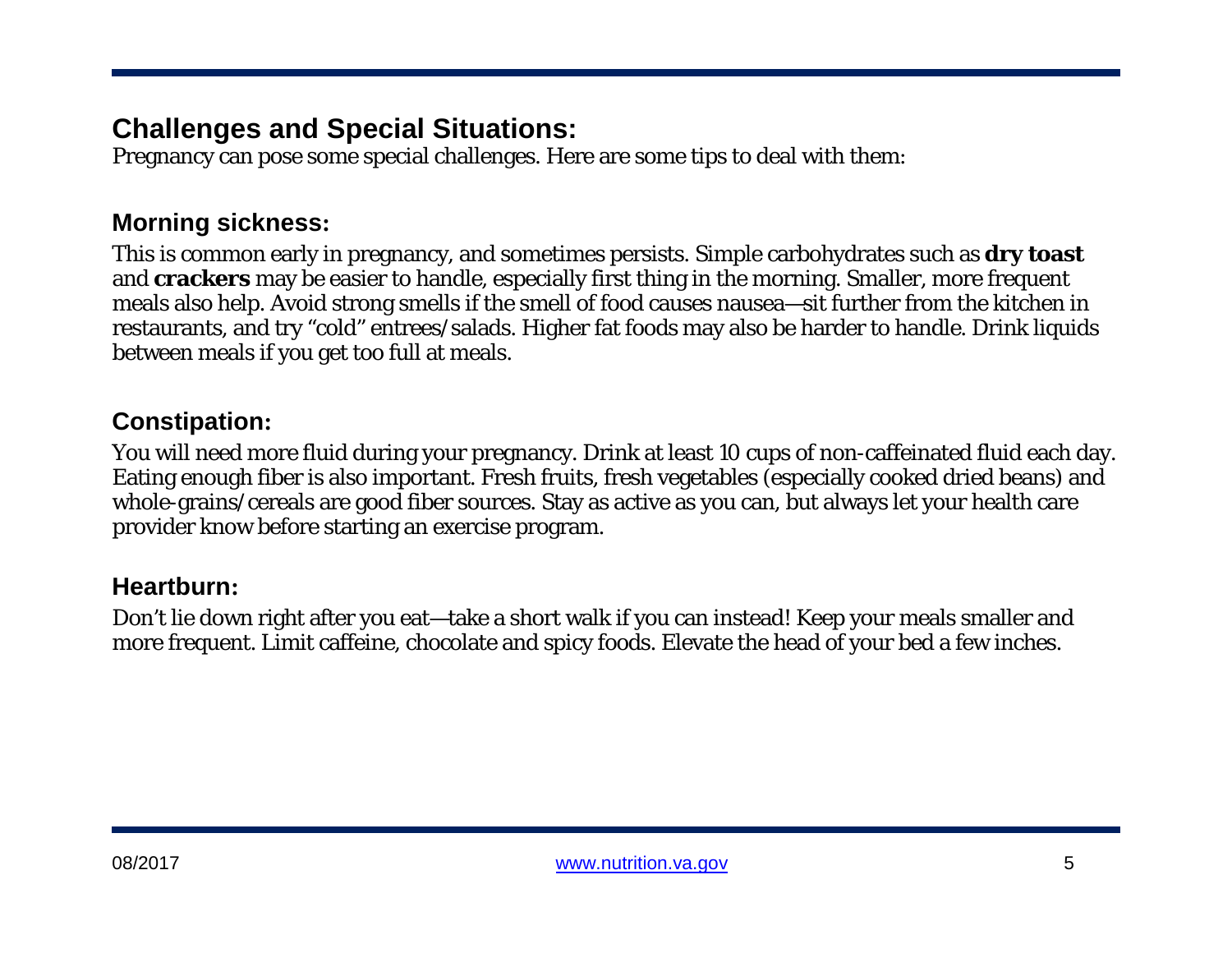## Challenges and Special Situations:

Pregnancy can pose some special challenges. Here are some tips to deal with them:

### Morning sickness:

This is common early in pregnancy, and sometimes persists. Simple carbohydrates such as **dry toast** and **crackers** may be easier to handle, especially first thing in the morning. Smaller, more frequent meals also help. Avoid strong smells if the smell of food causes nausea—sit further from the kitchen in restaurants, and try "cold" entrees/salads. Higher fat foods may also be harder to handle. Drink liquids between meals if you get too full at meals.

### Constipation:

You will need more fluid during your pregnancy. Drink at least 10 cups of non-caffeinated fluid each day. Eating enough fiber is also important. Fresh fruits, fresh vegetables (especially cooked dried beans) and whole-grains/cereals are good fiber sources. Stay as active as you can, but always let your health care provider know before starting an exercise program.

### Heartburn:

Don't lie down right after you eat—take a short walk if you can instead! Keep your meals smaller and more frequent. Limit caffeine, chocolate and spicy foods. Elevate the head of your bed a few inches.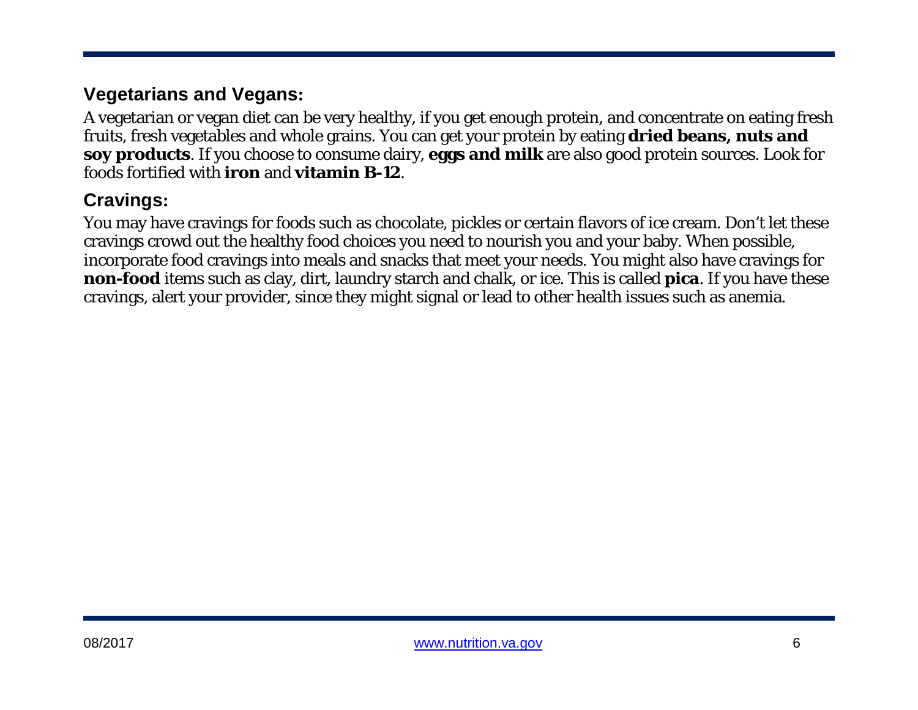## Vegetarians and Vegans:

A vegetarian or vegan diet can be very healthy, if you get enough protein, and concentrate on eating fresh fruits, fresh vegetables and whole grains. You can get your protein by eating **dried beans, nuts and soy products**. If you choose to consume dairy, **eggs and milk** are also good protein sources. Look for foods fortified with **iron** and **vitamin B-12**.

## Cravings:

You may have cravings for foods such as chocolate, pickles or certain flavors of ice cream. Don't let these cravings crowd out the healthy food choices you need to nourish you and your baby. When possible, incorporate food cravings into meals and snacks that meet your needs. You might also have cravings for **non-food** items such as clay, dirt, laundry starch and chalk, or ice. This is called **pica**. If you have these cravings, alert your provider, since they might signal or lead to other health issues such as anemia.